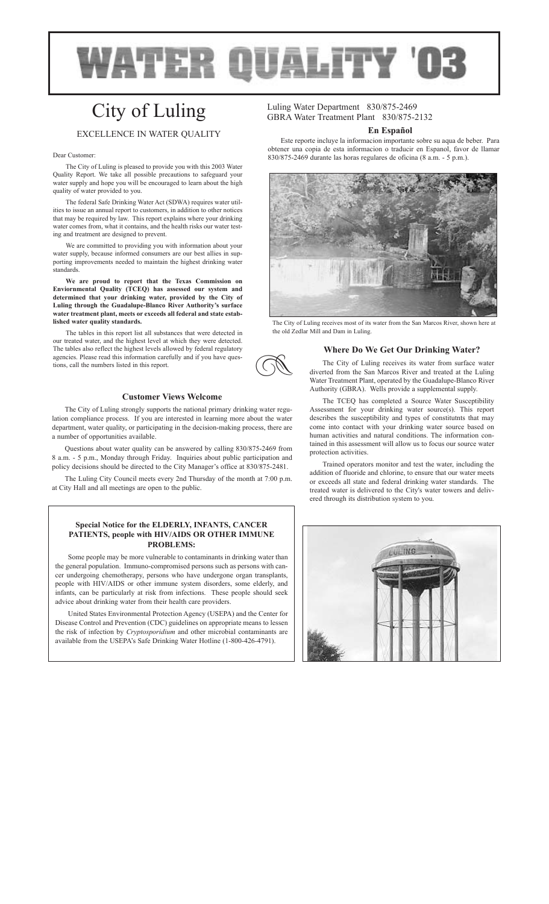# WATER QUALITY '03

# City of Luling

## EXCELLENCE IN WATER QUALITY

Dear Customer:

The City of Luling is pleased to provide you with this 2003 Water Quality Report. We take all possible precautions to safeguard your water supply and hope you will be encouraged to learn about the high quality of water provided to you.

The federal Safe Drinking Water Act (SDWA) requires water utilities to issue an annual report to customers, in addition to other notices that may be required by law. This report explains where your drinking water comes from, what it contains, and the health risks our water testing and treatment are designed to prevent.

We are committed to providing you with information about your water supply, because informed consumers are our best allies in supporting improvements needed to maintain the highest drinking water standards.

**We are proud to report that the Texas Commission on Enviornmental Quality (TCEQ) has assessed our system and determined that your drinking water, provided by the City of Luling through the Guadalupe-Blanco River Authority's surface water treatment plant, meets or exceeds all federal and state established water quality standards.**

The tables in this report list all substances that were detected in our treated water, and the highest level at which they were detected. The tables also reflect the highest levels allowed by federal regulatory agencies. Please read this information carefully and if you have questions, call the numbers listed in this report.

Luling Water Department 830/875-2469
GBRA Water Treatment Plant 830/875-2132

### En Español

Este reporte incluye la informacion importante sobre su aqua de beber. Para obtener una copia de esta informacion o traducir en Espanol, favor de llamar 830/875-2469 durante las horas regulares de oficina (8 a.m. - 5 p.m.).

The City of Luling receives most of its water from the San Marcos River, shown here at the old Zedlar Mill and Dam in Luling.

### Where Do We Get Our Drinking Water?

The City of Luling receives its water from surface water diverted from the San Marcos River and treated at the Luling Water Treatment Plant, operated by the Guadalupe-Blanco River Authority (GBRA). Wells provide a supplemental supply.

The TCEQ has completed a Source Water Susceptibility Assessment for your drinking water source(s). This report describes the susceptibility and types of constitutnts that may come into contact with your drinking water source based on human activities and natural conditions. The information contained in this assessment will allow us to focus our source water protection activities.

Trained operators monitor and test the water, including the addition of fluoride and chlorine, to ensure that our water meets or exceeds all state and federal drinking water standards. The treated water is delivered to the City's water towers and delivered through its distribution system to you.

### Customer Views Welcome

The City of Luling strongly supports the national primary drinking water regulation compliance process. If you are interested in learning more about the water department, water quality, or participating in the decision-making process, there are a number of opportunities available.

Questions about water quality can be answered by calling 830/875-2469 from 8 a.m. - 5 p.m., Monday through Friday. Inquiries about public participation and policy decisions should be directed to the City Manager's office at 830/875-2481.

The Luling City Council meets every 2nd Thursday of the month at 7:00 p.m. at City Hall and all meetings are open to the public.

### Special Notice for the ELDERLY, INFANTS, CANCER PATIENTS, people with HIV/AIDS OR OTHER IMMUNE PROBLEMS:

Some people may be more vulnerable to contaminants in drinking water than the general population. Immuno-compromised persons such as persons with cancer undergoing chemotherapy, persons who have undergone organ transplants, people with HIV/AIDS or other immune system disorders, some elderly, and infants, can be particularly at risk from infections. These people should seek advice about drinking water from their health care providers.

United States Environmental Protection Agency (USEPA) and the Center for Disease Control and Prevention (CDC) guidelines on appropriate means to lessen the risk of infection by *Cryptosporidium* and other microbial contaminants are available from the USEPA's Safe Drinking Water Hotline (1-800-426-4791).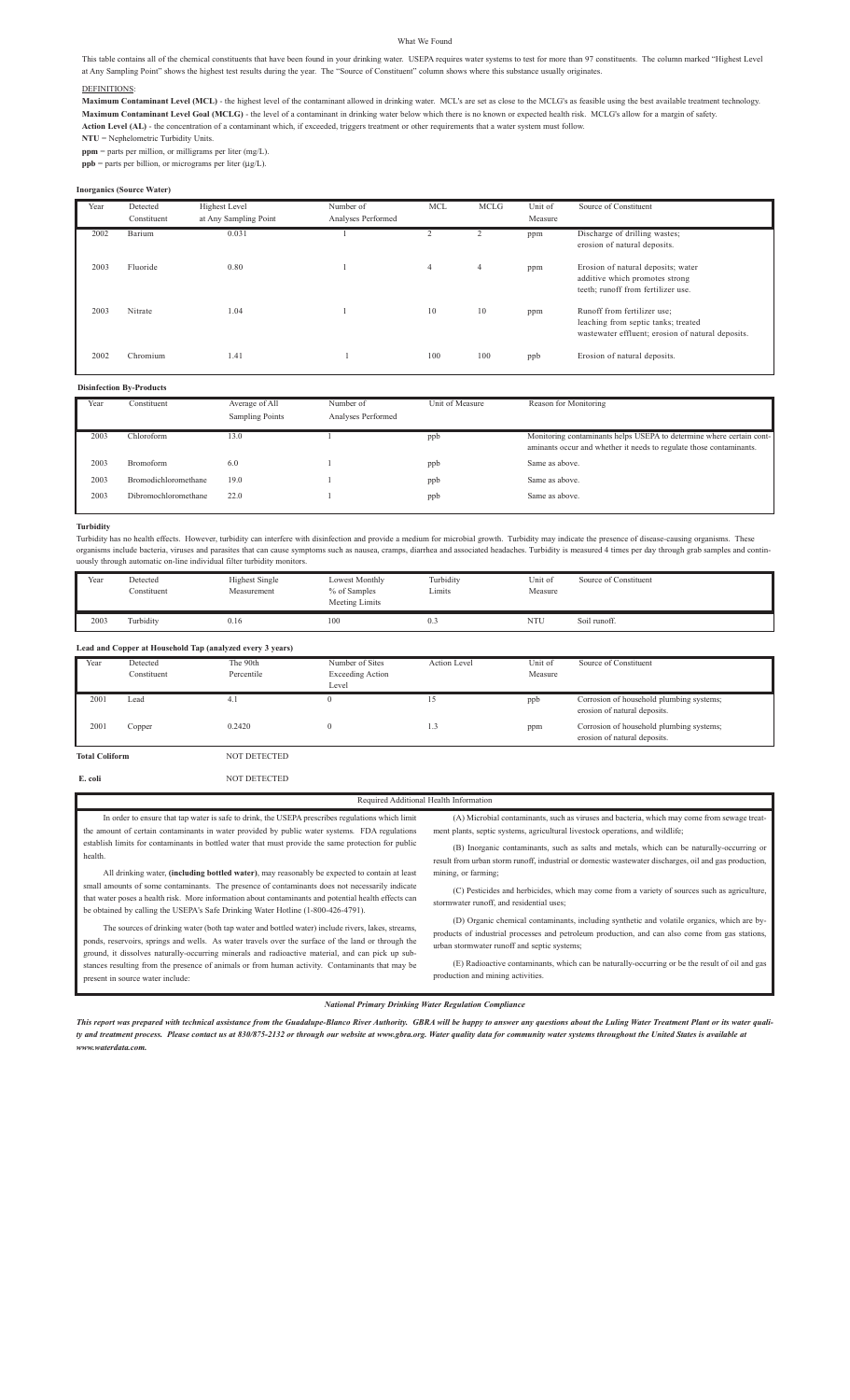## What We Found

This table contains all of the chemical constituents that have been found in your drinking water. USEPA requires water systems to test for more than 97 constituents. The column marked "Highest Level at Any Sampling Point" shows the highest test results during the year. The "Source of Constituent" column shows where this substance usually originates.

DEFINITIONS:

**Maximum Contaminant Level (MCL)** - the highest level of the contaminant allowed in drinking water. MCL's are set as close to the MCLG's as feasible using the best available treatment technology.

**Maximum Contaminant Level Goal (MCLG)** - the level of a contaminant in drinking water below which there is no known or expected health risk. MCLG's allow for a margin of safety.

**Action Level (AL)** - the concentration of a contaminant which, if exceeded, triggers treatment or other requirements that a water system must follow.

**NTU** = Nephelometric Turbidity Units.

**ppm** = parts per million, or milligrams per liter (mg/L).

**ppb** = parts per billion, or micrograms per liter (µg/L).

### Inorganics (Source Water)

| Year | Detected Constituent | Highest Level at Any Sampling Point | Number of Analyses Performed | MCL | MCLG | Unit of Measure | Source of Constituent |
|---|---|---|---|---|---|---|---|
| 2002 | Barium | 0.031 | 1 | 2 | 2 | ppm | Discharge of drilling wastes; erosion of natural deposits. |
| 2003 | Fluoride | 0.80 | 1 | 4 | 4 | ppm | Erosion of natural deposits; water additive which promotes strong teeth; runoff from fertilizer use. |
| 2003 | Nitrate | 1.04 | 1 | 10 | 10 | ppm | Runoff from fertilizer use; leaching from septic tanks; treated wastewater effluent; erosion of natural deposits. |
| 2002 | Chromium | 1.41 | 1 | 100 | 100 | ppb | Erosion of natural deposits. |

### Disinfection By-Products

| Year | Constituent | Average of All Sampling Points | Number of Analyses Performed | Unit of Measure | Reason for Monitoring |
|---|---|---|---|---|---|
| 2003 | Chloroform | 13.0 | 1 | ppb | Monitoring contaminants helps USEPA to determine where certain contaminants occur and whether it needs to regulate those contaminants. |
| 2003 | Bromoform | 6.0 | 1 | ppb | Same as above. |
| 2003 | Bromodichloromethane | 19.0 | 1 | ppb | Same as above. |
| 2003 | Dibromochloromethane | 22.0 | 1 | ppb | Same as above. |

### Turbidity

Turbidity has no health effects. However, turbidity can interfere with disinfection and provide a medium for microbial growth. Turbidity may indicate the presence of disease-causing organisms. These organisms include bacteria, viruses and parasites that can cause symptoms such as nausea, cramps, diarrhea and associated headaches. Turbidity is measured 4 times per day through grab samples and continuously through automatic on-line individual filter turbidity monitors.

| Year | Detected Constituent | Highest Single Measurement | Lowest Monthly % of Samples Meeting Limits | Turbidity Limits | Unit of Measure | Source of Constituent |
|---|---|---|---|---|---|---|
| 2003 | Turbidity | 0.16 | 100 | 0.3 | NTU | Soil runoff. |

### Lead and Copper at Household Tap (analyzed every 3 years)

| Year | Detected Constituent | The 90th Percentile | Number of Sites Exceeding Action Level | Action Level | Unit of Measure | Source of Constituent |
|---|---|---|---|---|---|---|
| 2001 | Lead | 4.1 | 0 | 15 | ppb | Corrosion of household plumbing systems; erosion of natural deposits. |
| 2001 | Copper | 0.2420 | 0 | 1.3 | ppm | Corrosion of household plumbing systems; erosion of natural deposits. |

**Total Coliform** NOT DETECTED

**E. coli** NOT DETECTED

### Required Additional Health Information

In order to ensure that tap water is safe to drink, the USEPA prescribes regulations which limit the amount of certain contaminants in water provided by public water systems. FDA regulations establish limits for contaminants in bottled water that must provide the same protection for public health.

All drinking water, **(including bottled water)**, may reasonably be expected to contain at least small amounts of some contaminants. The presence of contaminants does not necessarily indicate that water poses a health risk. More information about contaminants and potential health effects can be obtained by calling the USEPA's Safe Drinking Water Hotline (1-800-426-4791).

The sources of drinking water (both tap water and bottled water) include rivers, lakes, streams, ponds, reservoirs, springs and wells. As water travels over the surface of the land or through the ground, it dissolves naturally-occurring minerals and radioactive material, and can pick up substances resulting from the presence of animals or from human activity. Contaminants that may be present in source water include:

(A) Microbial contaminants, such as viruses and bacteria, which may come from sewage treatment plants, septic systems, agricultural livestock operations, and wildlife;

(B) Inorganic contaminants, such as salts and metals, which can be naturally-occurring or result from urban storm runoff, industrial or domestic wastewater discharges, oil and gas production, mining, or farming;

(C) Pesticides and herbicides, which may come from a variety of sources such as agriculture, stormwater runoff, and residential uses;

(D) Organic chemical contaminants, including synthetic and volatile organics, which are by-products of industrial processes and petroleum production, and can also come from gas stations, urban stormwater runoff and septic systems;

(E) Radioactive contaminants, which can be naturally-occurring or be the result of oil and gas production and mining activities.

***National Primary Drinking Water Regulation Compliance***

***This report was prepared with technical assistance from the Guadalupe-Blanco River Authority. GBRA will be happy to answer any questions about the Luling Water Treatment Plant or its water quality and treatment process. Please contact us at 830/875-2132 or through our website at www.gbra.org. Water quality data for community water systems throughout the United States is available at www.waterdata.com.***